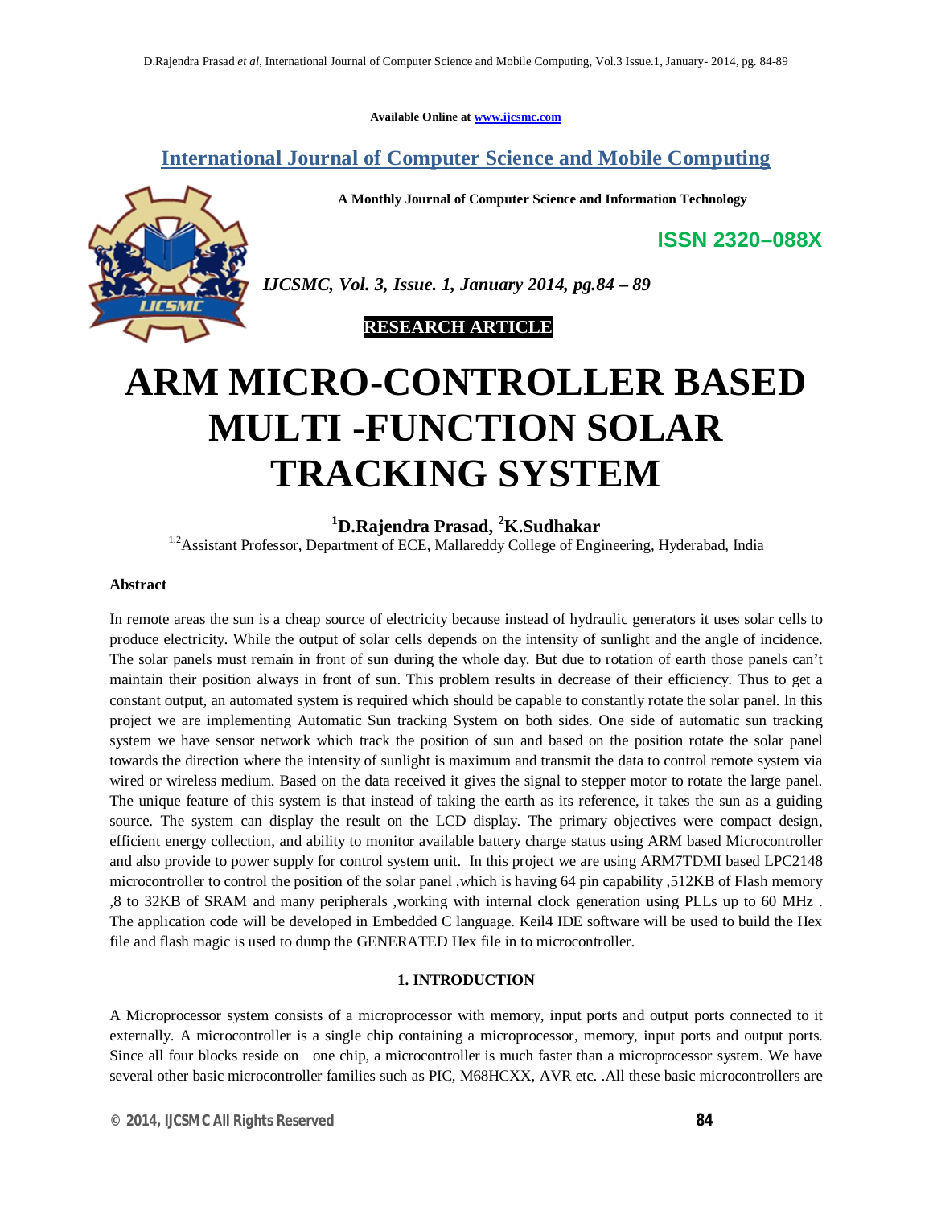Available Online at www.ijcsmc.com

# International Journal of Computer Science and Mobile Computing

**A Monthly Journal of Computer Science and Information Technology**

**ISSN 2320–088X**

*IJCSMC, Vol. 3, Issue. 1, January 2014, pg.84 – 89*

**RESEARCH ARTICLE**

# ARM MICRO-CONTROLLER BASED MULTI -FUNCTION SOLAR TRACKING SYSTEM

**[1]D.Rajendra Prasad, [2]K.Sudhakar**

[1,2]Assistant Professor, Department of ECE, Mallareddy College of Engineering, Hyderabad, India

**Abstract**

In remote areas the sun is a cheap source of electricity because instead of hydraulic generators it uses solar cells to produce electricity. While the output of solar cells depends on the intensity of sunlight and the angle of incidence. The solar panels must remain in front of sun during the whole day. But due to rotation of earth those panels can't maintain their position always in front of sun. This problem results in decrease of their efficiency. Thus to get a constant output, an automated system is required which should be capable to constantly rotate the solar panel. In this project we are implementing Automatic Sun tracking System on both sides. One side of automatic sun tracking system we have sensor network which track the position of sun and based on the position rotate the solar panel towards the direction where the intensity of sunlight is maximum and transmit the data to control remote system via wired or wireless medium. Based on the data received it gives the signal to stepper motor to rotate the large panel. The unique feature of this system is that instead of taking the earth as its reference, it takes the sun as a guiding source. The system can display the result on the LCD display. The primary objectives were compact design, efficient energy collection, and ability to monitor available battery charge status using ARM based Microcontroller and also provide to power supply for control system unit. In this project we are using ARM7TDMI based LPC2148 microcontroller to control the position of the solar panel ,which is having 64 pin capability ,512KB of Flash memory ,8 to 32KB of SRAM and many peripherals ,working with internal clock generation using PLLs up to 60 MHz . The application code will be developed in Embedded C language. Keil4 IDE software will be used to build the Hex file and flash magic is used to dump the GENERATED Hex file in to microcontroller.

## 1. INTRODUCTION

A Microprocessor system consists of a microprocessor with memory, input ports and output ports connected to it externally. A microcontroller is a single chip containing a microprocessor, memory, input ports and output ports. Since all four blocks reside on one chip, a microcontroller is much faster than a microprocessor system. We have several other basic microcontroller families such as PIC, M68HCXX, AVR etc. .All these basic microcontrollers are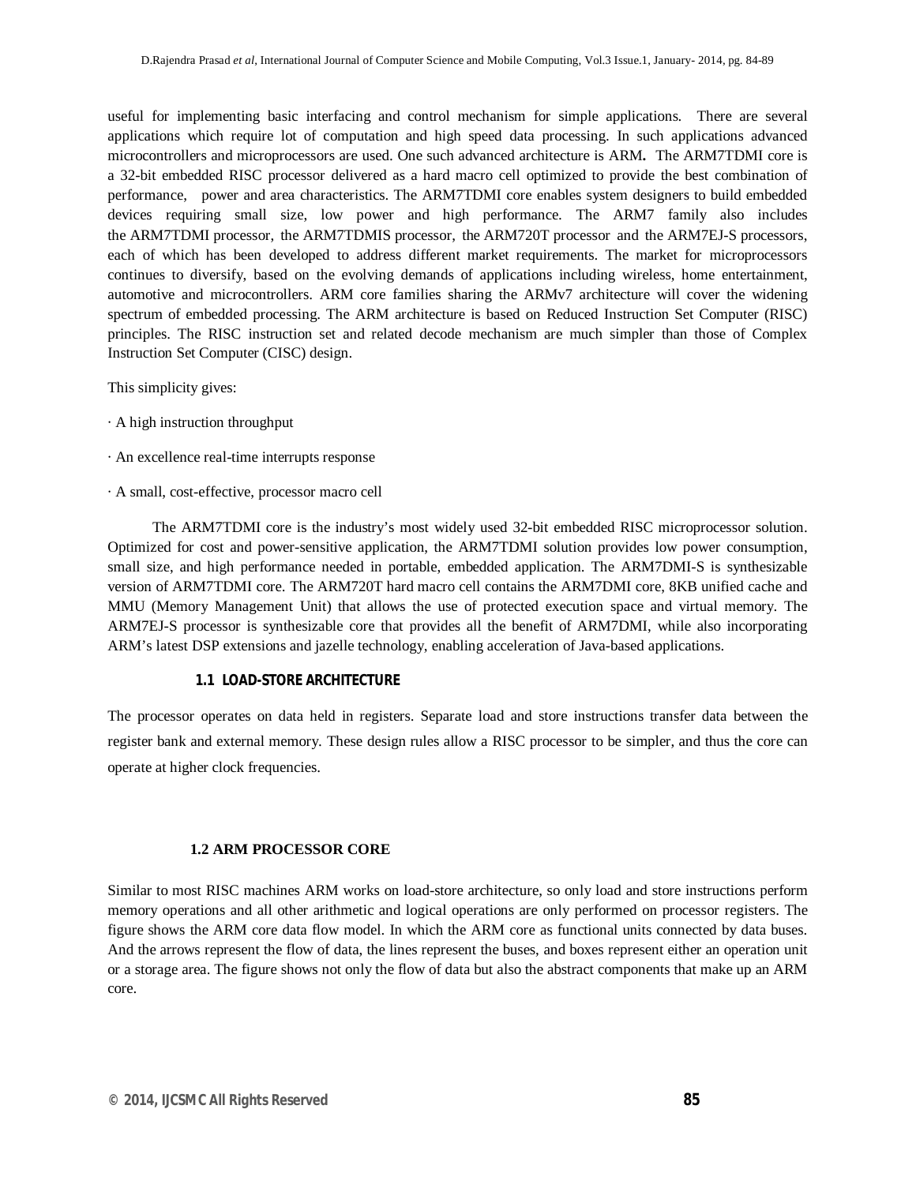useful for implementing basic interfacing and control mechanism for simple applications. There are several applications which require lot of computation and high speed data processing. In such applications advanced microcontrollers and microprocessors are used. One such advanced architecture is ARM**.** The ARM7TDMI core is a 32-bit embedded RISC processor delivered as a hard macro cell optimized to provide the best combination of performance, power and area characteristics. The ARM7TDMI core enables system designers to build embedded devices requiring small size, low power and high performance. The ARM7 family also includes the ARM7TDMI processor, the ARM7TDMIS processor, the ARM720T processor and the ARM7EJ-S processors, each of which has been developed to address different market requirements. The market for microprocessors continues to diversify, based on the evolving demands of applications including wireless, home entertainment, automotive and microcontrollers. ARM core families sharing the ARMv7 architecture will cover the widening spectrum of embedded processing. The ARM architecture is based on Reduced Instruction Set Computer (RISC) principles. The RISC instruction set and related decode mechanism are much simpler than those of Complex Instruction Set Computer (CISC) design.

This simplicity gives:

· A high instruction throughput

· An excellence real-time interrupts response

· A small, cost-effective, processor macro cell

The ARM7TDMI core is the industry's most widely used 32-bit embedded RISC microprocessor solution. Optimized for cost and power-sensitive application, the ARM7TDMI solution provides low power consumption, small size, and high performance needed in portable, embedded application. The ARM7DMI-S is synthesizable version of ARM7TDMI core. The ARM720T hard macro cell contains the ARM7DMI core, 8KB unified cache and MMU (Memory Management Unit) that allows the use of protected execution space and virtual memory. The ARM7EJ-S processor is synthesizable core that provides all the benefit of ARM7DMI, while also incorporating ARM's latest DSP extensions and jazelle technology, enabling acceleration of Java-based applications.

### 1.1 LOAD-STORE ARCHITECTURE

The processor operates on data held in registers. Separate load and store instructions transfer data between the register bank and external memory. These design rules allow a RISC processor to be simpler, and thus the core can operate at higher clock frequencies.

### 1.2 ARM PROCESSOR CORE

Similar to most RISC machines ARM works on load-store architecture, so only load and store instructions perform memory operations and all other arithmetic and logical operations are only performed on processor registers. The figure shows the ARM core data flow model. In which the ARM core as functional units connected by data buses. And the arrows represent the flow of data, the lines represent the buses, and boxes represent either an operation unit or a storage area. The figure shows not only the flow of data but also the abstract components that make up an ARM core.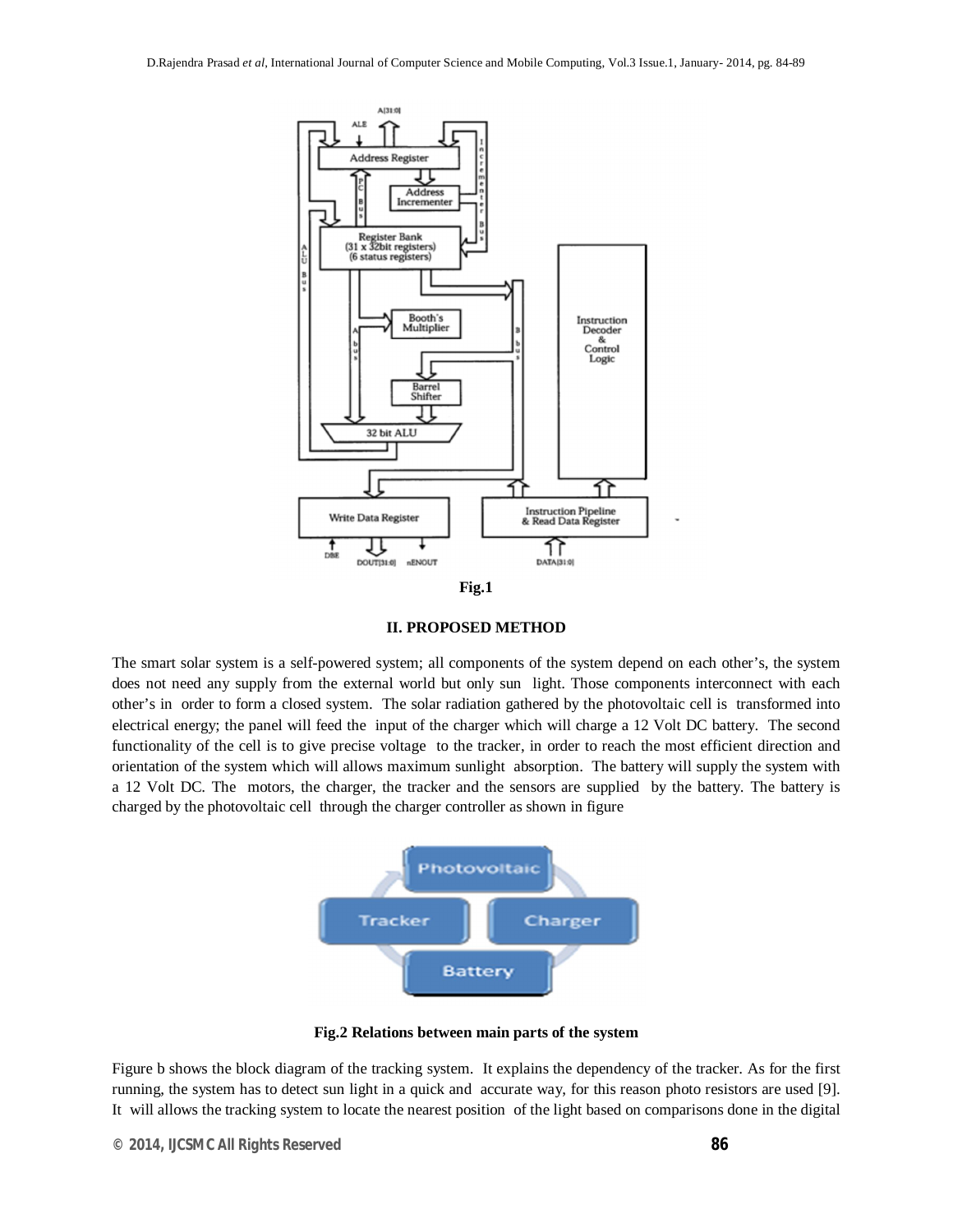Fig.1

## II. PROPOSED METHOD

The smart solar system is a self-powered system; all components of the system depend on each other's, the system does not need any supply from the external world but only sun light. Those components interconnect with each other's in order to form a closed system. The solar radiation gathered by the photovoltaic cell is transformed into electrical energy; the panel will feed the input of the charger which will charge a 12 Volt DC battery. The second functionality of the cell is to give precise voltage to the tracker, in order to reach the most efficient direction and orientation of the system which will allows maximum sunlight absorption. The battery will supply the system with a 12 Volt DC. The motors, the charger, the tracker and the sensors are supplied by the battery. The battery is charged by the photovoltaic cell through the charger controller as shown in figure

**Fig.2 Relations between main parts of the system**

Figure b shows the block diagram of the tracking system. It explains the dependency of the tracker. As for the first running, the system has to detect sun light in a quick and accurate way, for this reason photo resistors are used [9]. It will allows the tracking system to locate the nearest position of the light based on comparisons done in the digital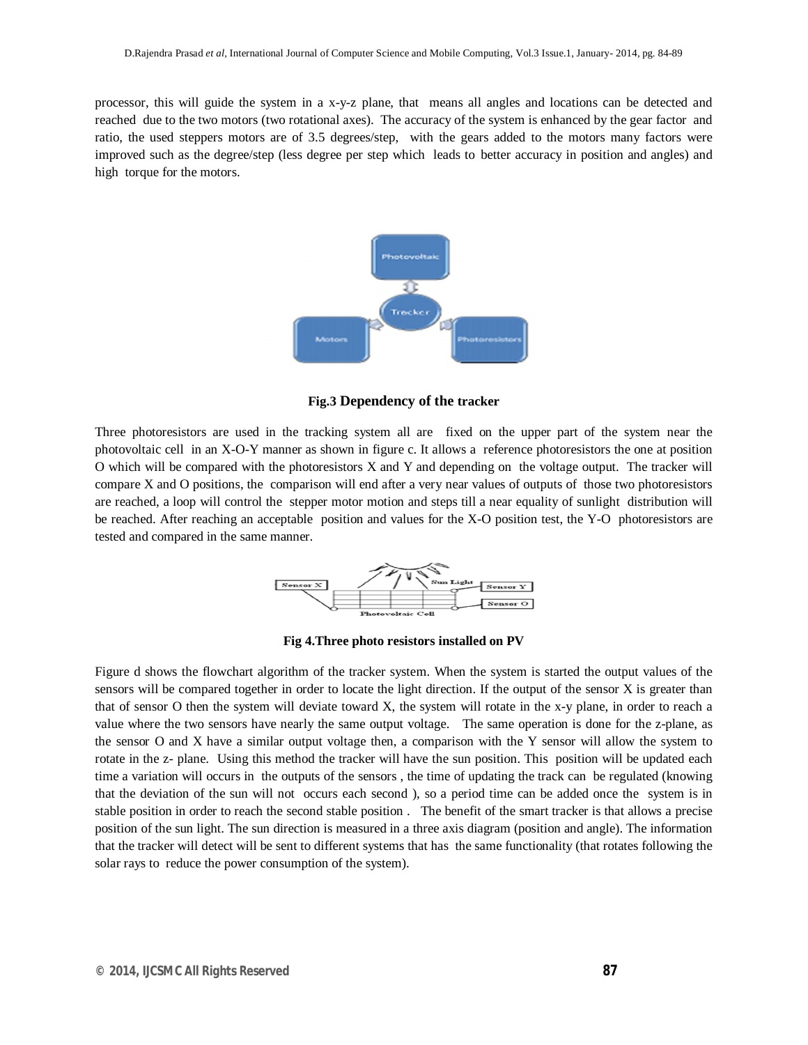processor, this will guide the system in a x-y-z plane, that means all angles and locations can be detected and reached due to the two motors (two rotational axes). The accuracy of the system is enhanced by the gear factor and ratio, the used steppers motors are of 3.5 degrees/step, with the gears added to the motors many factors were improved such as the degree/step (less degree per step which leads to better accuracy in position and angles) and high torque for the motors.

Photovoltaic

Tracker

Motors

Photoresistors

**Fig.3 Dependency of the tracker**

Three photoresistors are used in the tracking system all are fixed on the upper part of the system near the photovoltaic cell in an X-O-Y manner as shown in figure c. It allows a reference photoresistors the one at position O which will be compared with the photoresistors X and Y and depending on the voltage output. The tracker will compare X and O positions, the comparison will end after a very near values of outputs of those two photoresistors are reached, a loop will control the stepper motor motion and steps till a near equality of sunlight distribution will be reached. After reaching an acceptable position and values for the X-O position test, the Y-O photoresistors are tested and compared in the same manner.

Sensor X

Sun Light

Sensor Y

Sensor O

Photovoltaic Cell

**Fig 4.Three photo resistors installed on PV**

Figure d shows the flowchart algorithm of the tracker system. When the system is started the output values of the sensors will be compared together in order to locate the light direction. If the output of the sensor X is greater than that of sensor O then the system will deviate toward X, the system will rotate in the x-y plane, in order to reach a value where the two sensors have nearly the same output voltage. The same operation is done for the z-plane, as the sensor O and X have a similar output voltage then, a comparison with the Y sensor will allow the system to rotate in the z- plane. Using this method the tracker will have the sun position. This position will be updated each time a variation will occurs in the outputs of the sensors , the time of updating the track can be regulated (knowing that the deviation of the sun will not occurs each second ), so a period time can be added once the system is in stable position in order to reach the second stable position . The benefit of the smart tracker is that allows a precise position of the sun light. The sun direction is measured in a three axis diagram (position and angle). The information that the tracker will detect will be sent to different systems that has the same functionality (that rotates following the solar rays to reduce the power consumption of the system).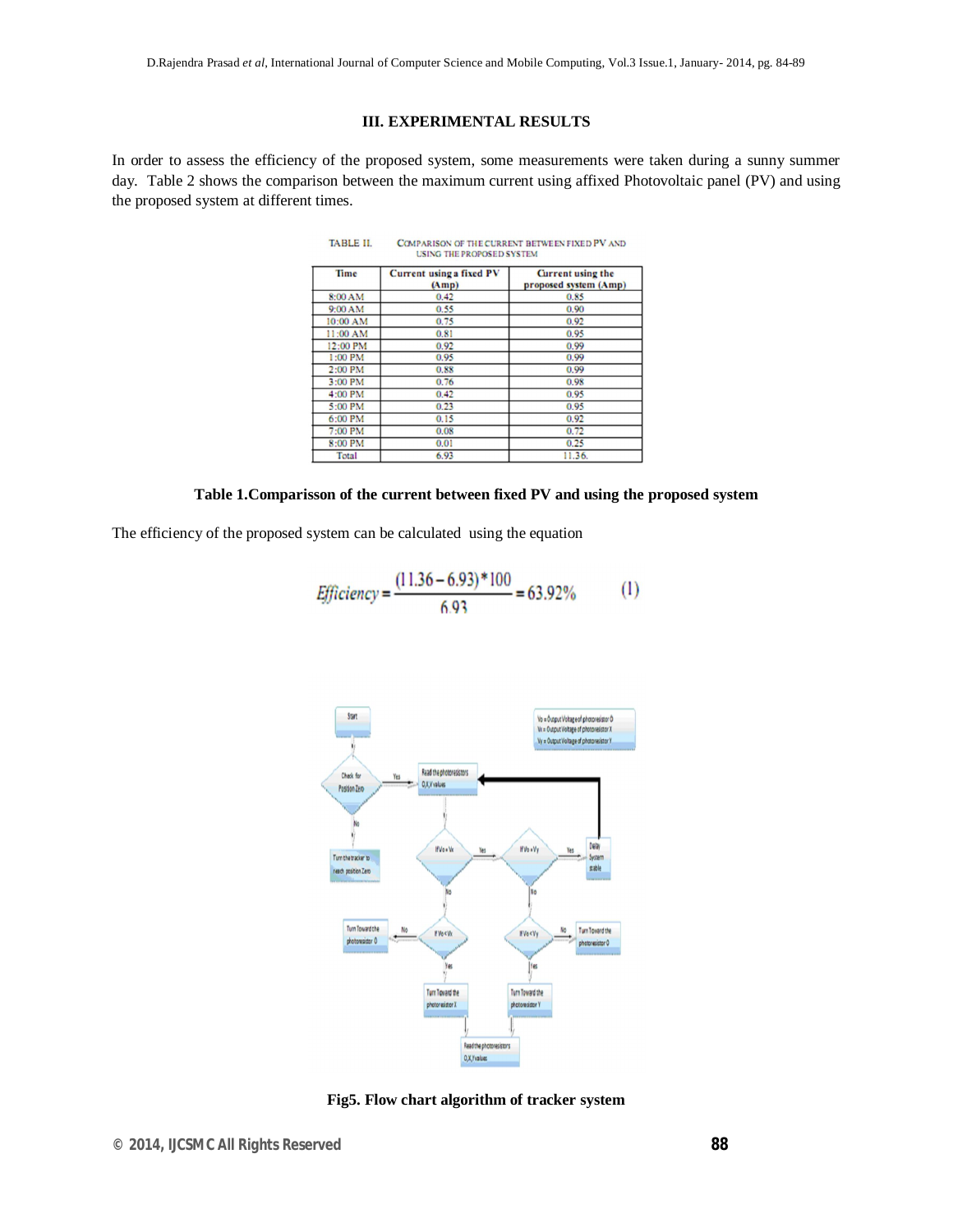## III. EXPERIMENTAL RESULTS

In order to assess the efficiency of the proposed system, some measurements were taken during a sunny summer day. Table 2 shows the comparison between the maximum current using affixed Photovoltaic panel (PV) and using the proposed system at different times.

TABLE II. COMPARISON OF THE CURRENT BETWEEN FIXED PV AND USING THE PROPOSED SYSTEM

| Time | Current using a fixed PV (Amp) | Current using the proposed system (Amp) |
|---|---|---|
| 8:00 AM | 0.42 | 0.85 |
| 9:00 AM | 0.55 | 0.90 |
| 10:00 AM | 0.75 | 0.92 |
| 11:00 AM | 0.81 | 0.95 |
| 12:00 PM | 0.92 | 0.99 |
| 1:00 PM | 0.95 | 0.99 |
| 2:00 PM | 0.88 | 0.99 |
| 3:00 PM | 0.76 | 0.98 |
| 4:00 PM | 0.42 | 0.95 |
| 5:00 PM | 0.23 | 0.95 |
| 6:00 PM | 0.15 | 0.92 |
| 7:00 PM | 0.08 | 0.72 |
| 8:00 PM | 0.01 | 0.25 |
| Total | 6.93 | 11.36. |

**Table 1.Comparisson of the current between fixed PV and using the proposed system**

The efficiency of the proposed system can be calculated using the equation

$$Efficiency = \frac{(11.36 - 6.93) * 100}{6.93} = 63.92\% \qquad (1)$$

**Fig5. Flow chart algorithm of tracker system**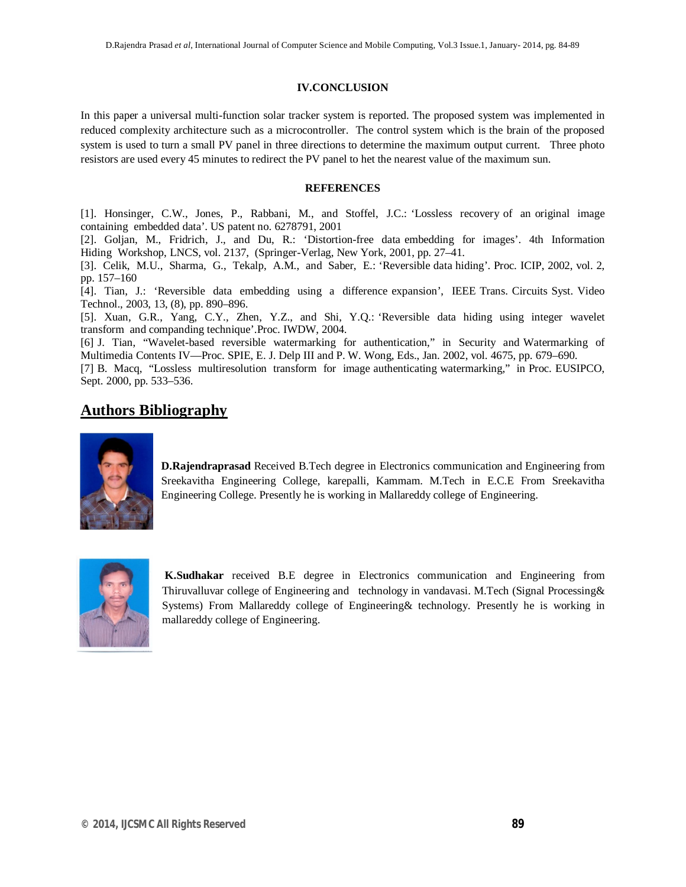## IV.CONCLUSION

In this paper a universal multi-function solar tracker system is reported. The proposed system was implemented in reduced complexity architecture such as a microcontroller. The control system which is the brain of the proposed system is used to turn a small PV panel in three directions to determine the maximum output current. Three photo resistors are used every 45 minutes to redirect the PV panel to het the nearest value of the maximum sun.

## REFERENCES

[1]. Honsinger, C.W., Jones, P., Rabbani, M., and Stoffel, J.C.: 'Lossless recovery of an original image containing embedded data'. US patent no. 6278791, 2001

[2]. Goljan, M., Fridrich, J., and Du, R.: 'Distortion-free data embedding for images'. 4th Information Hiding Workshop, LNCS, vol. 2137, (Springer-Verlag, New York, 2001, pp. 27–41.

[3]. Celik, M.U., Sharma, G., Tekalp, A.M., and Saber, E.: 'Reversible data hiding'. Proc. ICIP, 2002, vol. 2, pp. 157–160

[4]. Tian, J.: 'Reversible data embedding using a difference expansion', IEEE Trans. Circuits Syst. Video Technol., 2003, 13, (8), pp. 890–896.

[5]. Xuan, G.R., Yang, C.Y., Zhen, Y.Z., and Shi, Y.Q.: 'Reversible data hiding using integer wavelet transform and companding technique'.Proc. IWDW, 2004.

[6] J. Tian, "Wavelet-based reversible watermarking for authentication," in Security and Watermarking of Multimedia Contents IV—Proc. SPIE, E. J. Delp III and P. W. Wong, Eds., Jan. 2002, vol. 4675, pp. 679–690.

[7] B. Macq, "Lossless multiresolution transform for image authenticating watermarking," in Proc. EUSIPCO, Sept. 2000, pp. 533–536.

## Authors Bibliography

**D.Rajendraprasad** Received B.Tech degree in Electronics communication and Engineering from Sreekavitha Engineering College, karepalli, Kammam. M.Tech in E.C.E From Sreekavitha Engineering College. Presently he is working in Mallareddy college of Engineering.

**K.Sudhakar** received B.E degree in Electronics communication and Engineering from Thiruvalluvar college of Engineering and technology in vandavasi. M.Tech (Signal Processing& Systems) From Mallareddy college of Engineering& technology. Presently he is working in mallareddy college of Engineering.